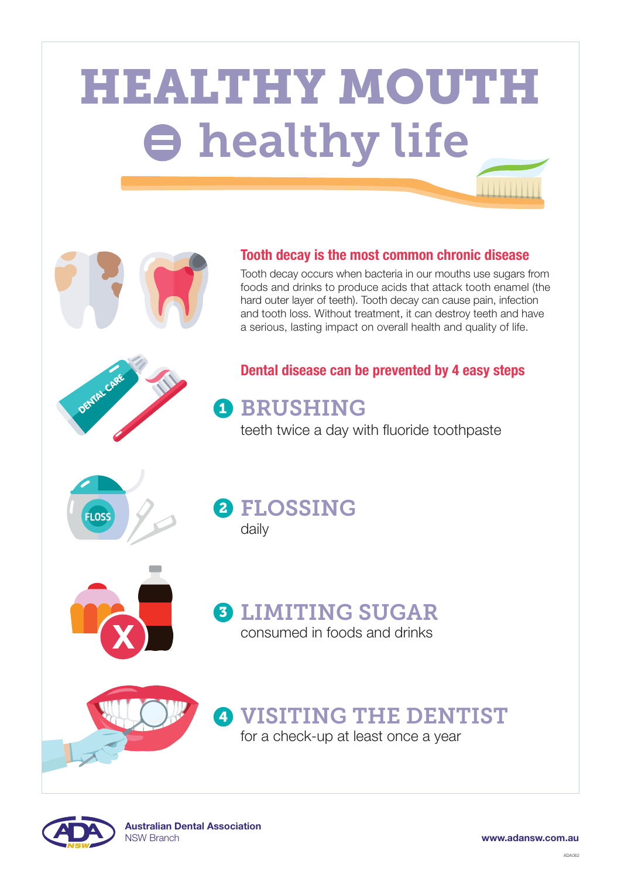# HEALTHY MOUTH = healthy life

## Tooth decay is the most common chronic disease

Tooth decay occurs when bacteria in our mouths use sugars from foods and drinks to produce acids that attack tooth enamel (the hard outer layer of teeth). Tooth decay can cause pain, infection and tooth loss. Without treatment, it can destroy teeth and have a serious, lasting impact on overall health and quality of life.

## Dental disease can be prevented by 4 easy steps

### 1 BRUSHING
teeth twice a day with fluoride toothpaste

### 2 FLOSSING
daily

### 3 LIMITING SUGAR
consumed in foods and drinks

### 4 VISITING THE DENTIST
for a check-up at least once a year

**Australian Dental Association**
NSW Branch

**www.adansw.com.au**

ADA062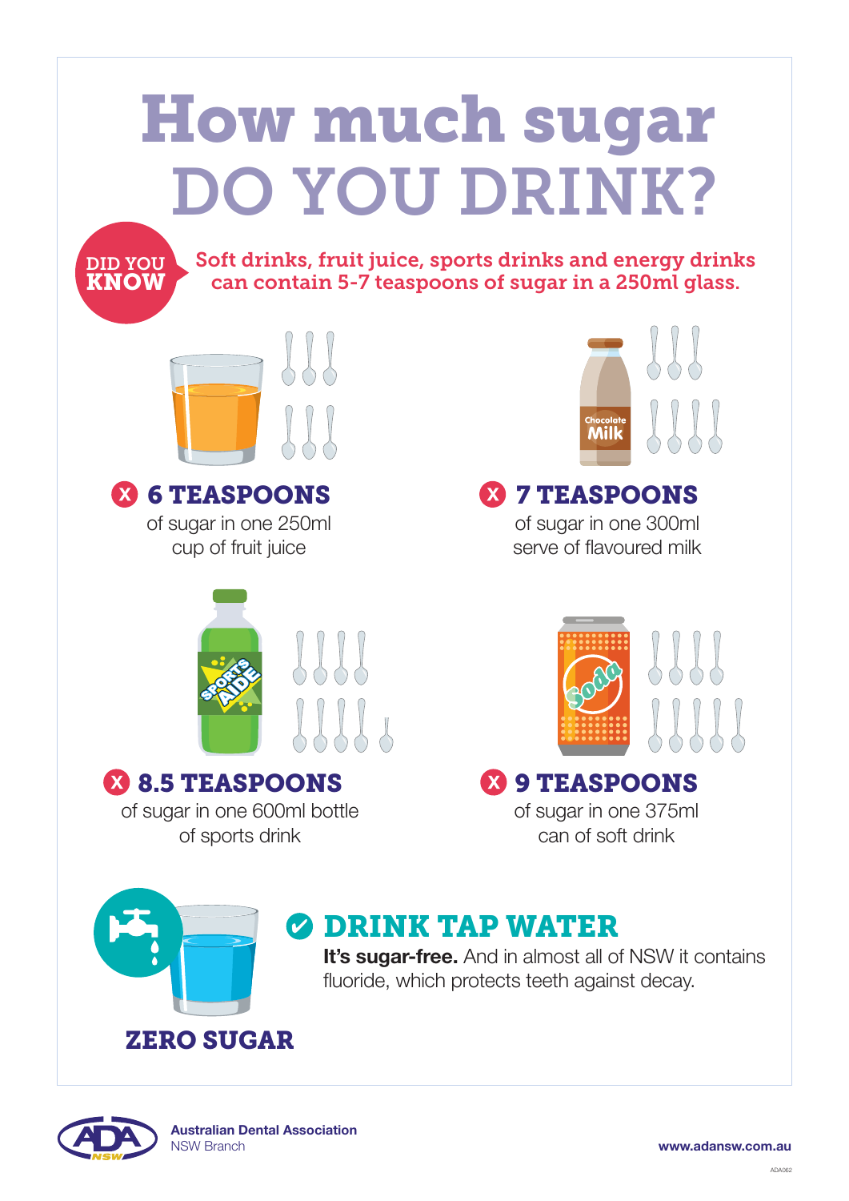# How much sugar DO YOU DRINK?

**DID YOU KNOW**

Soft drinks, fruit juice, sports drinks and energy drinks can contain 5-7 teaspoons of sugar in a 250ml glass.

## ✗ 6 TEASPOONS

of sugar in one 250ml cup of fruit juice

## ✗ 7 TEASPOONS

of sugar in one 300ml serve of flavoured milk

## ✗ 8.5 TEASPOONS

of sugar in one 600ml bottle of sports drink

## ✗ 9 TEASPOONS

of sugar in one 375ml can of soft drink

## ✓ DRINK TAP WATER

**It's sugar-free.** And in almost all of NSW it contains fluoride, which protects teeth against decay.

**ZERO SUGAR**

**Australian Dental Association**
NSW Branch

**www.adansw.com.au**

ADA062